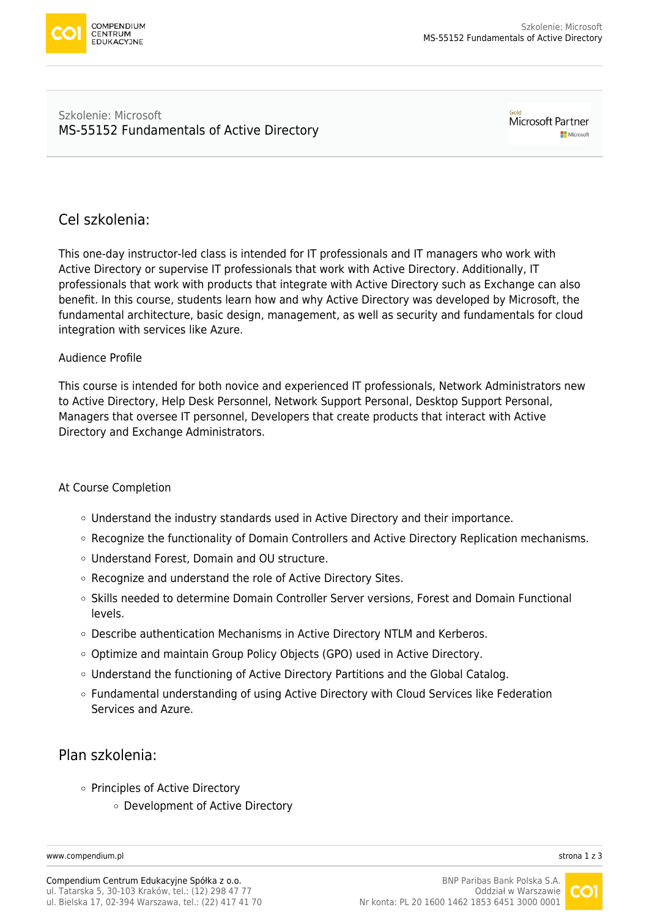Szkolenie: Microsoft

# MS-55152 Fundamentals of Active Directory

## Cel szkolenia:

This one-day instructor-led class is intended for IT professionals and IT managers who work with Active Directory or supervise IT professionals that work with Active Directory. Additionally, IT professionals that work with products that integrate with Active Directory such as Exchange can also benefit. In this course, students learn how and why Active Directory was developed by Microsoft, the fundamental architecture, basic design, management, as well as security and fundamentals for cloud integration with services like Azure.

Audience Profile

This course is intended for both novice and experienced IT professionals, Network Administrators new to Active Directory, Help Desk Personnel, Network Support Personal, Desktop Support Personal, Managers that oversee IT personnel, Developers that create products that interact with Active Directory and Exchange Administrators.

At Course Completion

- Understand the industry standards used in Active Directory and their importance.
- Recognize the functionality of Domain Controllers and Active Directory Replication mechanisms.
- Understand Forest, Domain and OU structure.
- Recognize and understand the role of Active Directory Sites.
- Skills needed to determine Domain Controller Server versions, Forest and Domain Functional levels.
- Describe authentication Mechanisms in Active Directory NTLM and Kerberos.
- Optimize and maintain Group Policy Objects (GPO) used in Active Directory.
- Understand the functioning of Active Directory Partitions and the Global Catalog.
- Fundamental understanding of using Active Directory with Cloud Services like Federation Services and Azure.

## Plan szkolenia:

- Principles of Active Directory
  - Development of Active Directory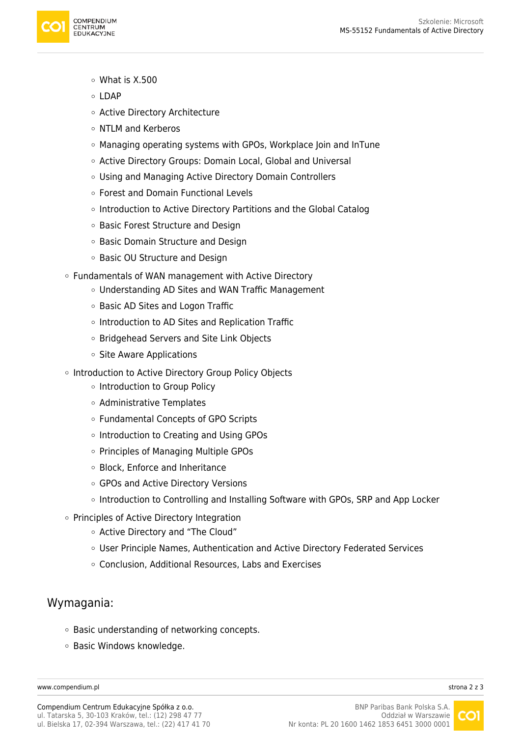- What is X.500
    - LDAP
    - Active Directory Architecture
    - NTLM and Kerberos
    - Managing operating systems with GPOs, Workplace Join and InTune
    - Active Directory Groups: Domain Local, Global and Universal
    - Using and Managing Active Directory Domain Controllers
    - Forest and Domain Functional Levels
    - Introduction to Active Directory Partitions and the Global Catalog
    - Basic Forest Structure and Design
    - Basic Domain Structure and Design
    - Basic OU Structure and Design
- Fundamentals of WAN management with Active Directory
    - Understanding AD Sites and WAN Traffic Management
    - Basic AD Sites and Logon Traffic
    - Introduction to AD Sites and Replication Traffic
    - Bridgehead Servers and Site Link Objects
    - Site Aware Applications
- Introduction to Active Directory Group Policy Objects
    - Introduction to Group Policy
    - Administrative Templates
    - Fundamental Concepts of GPO Scripts
    - Introduction to Creating and Using GPOs
    - Principles of Managing Multiple GPOs
    - Block, Enforce and Inheritance
    - GPOs and Active Directory Versions
    - Introduction to Controlling and Installing Software with GPOs, SRP and App Locker
- Principles of Active Directory Integration
    - Active Directory and "The Cloud"
    - User Principle Names, Authentication and Active Directory Federated Services
    - Conclusion, Additional Resources, Labs and Exercises

## Wymagania:

- Basic understanding of networking concepts.
- Basic Windows knowledge.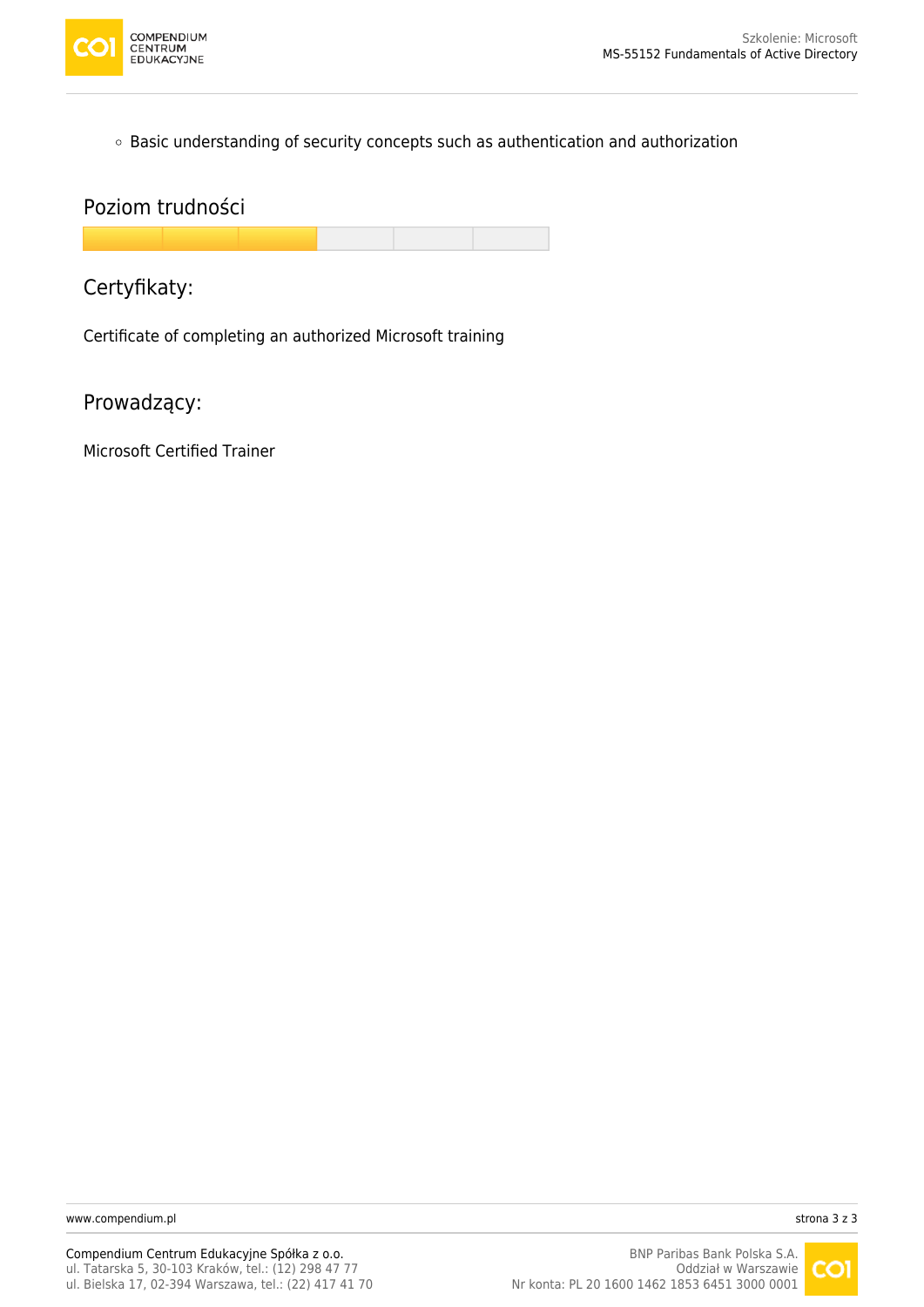- Basic understanding of security concepts such as authentication and authorization

## Poziom trudności

## Certyfikaty:

Certificate of completing an authorized Microsoft training

## Prowadzący:

Microsoft Certified Trainer